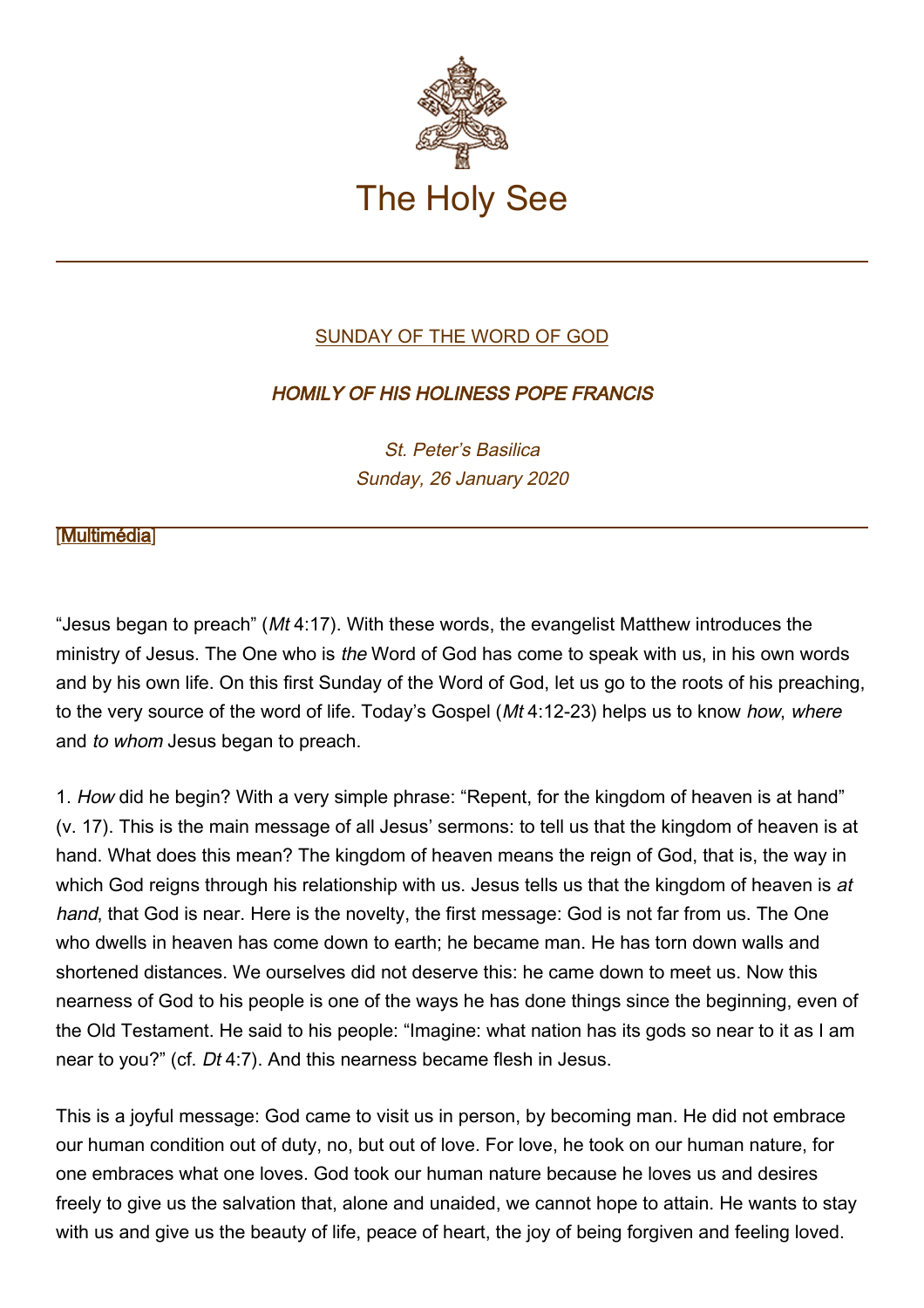# The Holy See

[SUNDAY OF THE WORD OF GOD]

***HOMILY OF HIS HOLINESS POPE FRANCIS***

*St. Peter's Basilica*
*Sunday, 26 January 2020*

[Multimédia]

---

"Jesus began to preach" (*Mt* 4:17). With these words, the evangelist Matthew introduces the ministry of Jesus. The One who is *the* Word of God has come to speak with us, in his own words and by his own life. On this first Sunday of the Word of God, let us go to the roots of his preaching, to the very source of the word of life. Today's Gospel (*Mt* 4:12-23) helps us to know *how*, *where* and *to whom* Jesus began to preach.

1. *How* did he begin? With a very simple phrase: "Repent, for the kingdom of heaven is at hand" (v. 17). This is the main message of all Jesus' sermons: to tell us that the kingdom of heaven is at hand. What does this mean? The kingdom of heaven means the reign of God, that is, the way in which God reigns through his relationship with us. Jesus tells us that the kingdom of heaven is *at hand*, that God is near. Here is the novelty, the first message: God is not far from us. The One who dwells in heaven has come down to earth; he became man. He has torn down walls and shortened distances. We ourselves did not deserve this: he came down to meet us. Now this nearness of God to his people is one of the ways he has done things since the beginning, even of the Old Testament. He said to his people: "Imagine: what nation has its gods so near to it as I am near to you?" (cf. *Dt* 4:7). And this nearness became flesh in Jesus.

This is a joyful message: God came to visit us in person, by becoming man. He did not embrace our human condition out of duty, no, but out of love. For love, he took on our human nature, for one embraces what one loves. God took our human nature because he loves us and desires freely to give us the salvation that, alone and unaided, we cannot hope to attain. He wants to stay with us and give us the beauty of life, peace of heart, the joy of being forgiven and feeling loved.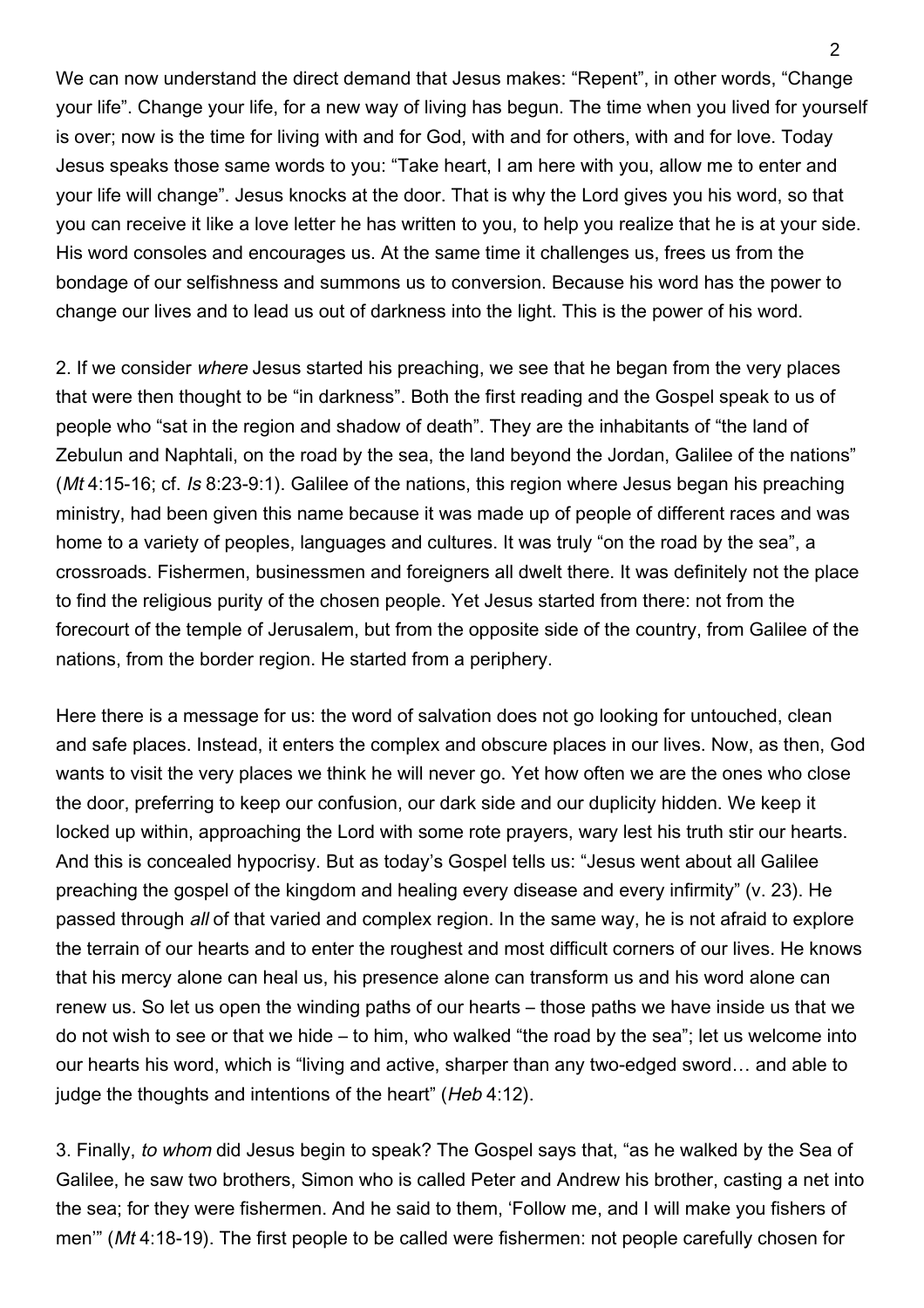We can now understand the direct demand that Jesus makes: "Repent", in other words, "Change your life". Change your life, for a new way of living has begun. The time when you lived for yourself is over; now is the time for living with and for God, with and for others, with and for love. Today Jesus speaks those same words to you: "Take heart, I am here with you, allow me to enter and your life will change". Jesus knocks at the door. That is why the Lord gives you his word, so that you can receive it like a love letter he has written to you, to help you realize that he is at your side. His word consoles and encourages us. At the same time it challenges us, frees us from the bondage of our selfishness and summons us to conversion. Because his word has the power to change our lives and to lead us out of darkness into the light. This is the power of his word.

2. If we consider *where* Jesus started his preaching, we see that he began from the very places that were then thought to be "in darkness". Both the first reading and the Gospel speak to us of people who "sat in the region and shadow of death". They are the inhabitants of "the land of Zebulun and Naphtali, on the road by the sea, the land beyond the Jordan, Galilee of the nations" (*Mt* 4:15-16; cf. *Is* 8:23-9:1). Galilee of the nations, this region where Jesus began his preaching ministry, had been given this name because it was made up of people of different races and was home to a variety of peoples, languages and cultures. It was truly "on the road by the sea", a crossroads. Fishermen, businessmen and foreigners all dwelt there. It was definitely not the place to find the religious purity of the chosen people. Yet Jesus started from there: not from the forecourt of the temple of Jerusalem, but from the opposite side of the country, from Galilee of the nations, from the border region. He started from a periphery.

Here there is a message for us: the word of salvation does not go looking for untouched, clean and safe places. Instead, it enters the complex and obscure places in our lives. Now, as then, God wants to visit the very places we think he will never go. Yet how often we are the ones who close the door, preferring to keep our confusion, our dark side and our duplicity hidden. We keep it locked up within, approaching the Lord with some rote prayers, wary lest his truth stir our hearts. And this is concealed hypocrisy. But as today's Gospel tells us: "Jesus went about all Galilee preaching the gospel of the kingdom and healing every disease and every infirmity" (v. 23). He passed through *all* of that varied and complex region. In the same way, he is not afraid to explore the terrain of our hearts and to enter the roughest and most difficult corners of our lives. He knows that his mercy alone can heal us, his presence alone can transform us and his word alone can renew us. So let us open the winding paths of our hearts – those paths we have inside us that we do not wish to see or that we hide – to him, who walked "the road by the sea"; let us welcome into our hearts his word, which is "living and active, sharper than any two-edged sword… and able to judge the thoughts and intentions of the heart" (*Heb* 4:12).

3. Finally, *to whom* did Jesus begin to speak? The Gospel says that, "as he walked by the Sea of Galilee, he saw two brothers, Simon who is called Peter and Andrew his brother, casting a net into the sea; for they were fishermen. And he said to them, 'Follow me, and I will make you fishers of men'" (*Mt* 4:18-19). The first people to be called were fishermen: not people carefully chosen for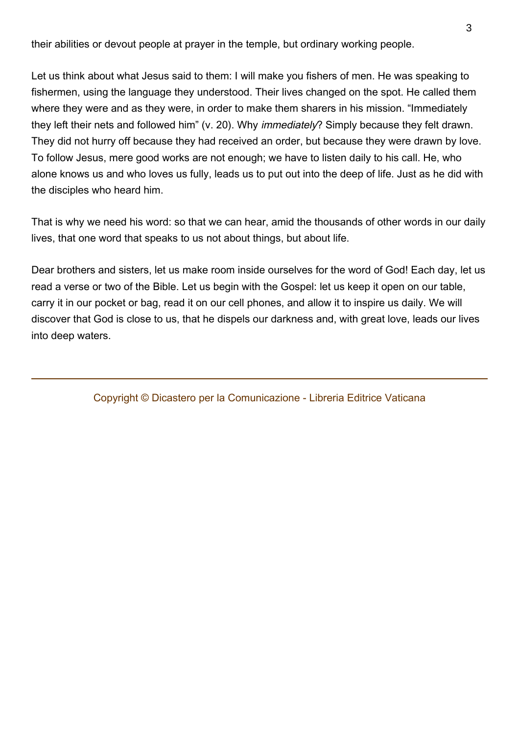their abilities or devout people at prayer in the temple, but ordinary working people.

Let us think about what Jesus said to them: I will make you fishers of men. He was speaking to fishermen, using the language they understood. Their lives changed on the spot. He called them where they were and as they were, in order to make them sharers in his mission. “Immediately they left their nets and followed him” (v. 20). Why *immediately*? Simply because they felt drawn. They did not hurry off because they had received an order, but because they were drawn by love. To follow Jesus, mere good works are not enough; we have to listen daily to his call. He, who alone knows us and who loves us fully, leads us to put out into the deep of life. Just as he did with the disciples who heard him.

That is why we need his word: so that we can hear, amid the thousands of other words in our daily lives, that one word that speaks to us not about things, but about life.

Dear brothers and sisters, let us make room inside ourselves for the word of God! Each day, let us read a verse or two of the Bible. Let us begin with the Gospel: let us keep it open on our table, carry it in our pocket or bag, read it on our cell phones, and allow it to inspire us daily. We will discover that God is close to us, that he dispels our darkness and, with great love, leads our lives into deep waters.

---

Copyright © Dicastero per la Comunicazione - Libreria Editrice Vaticana